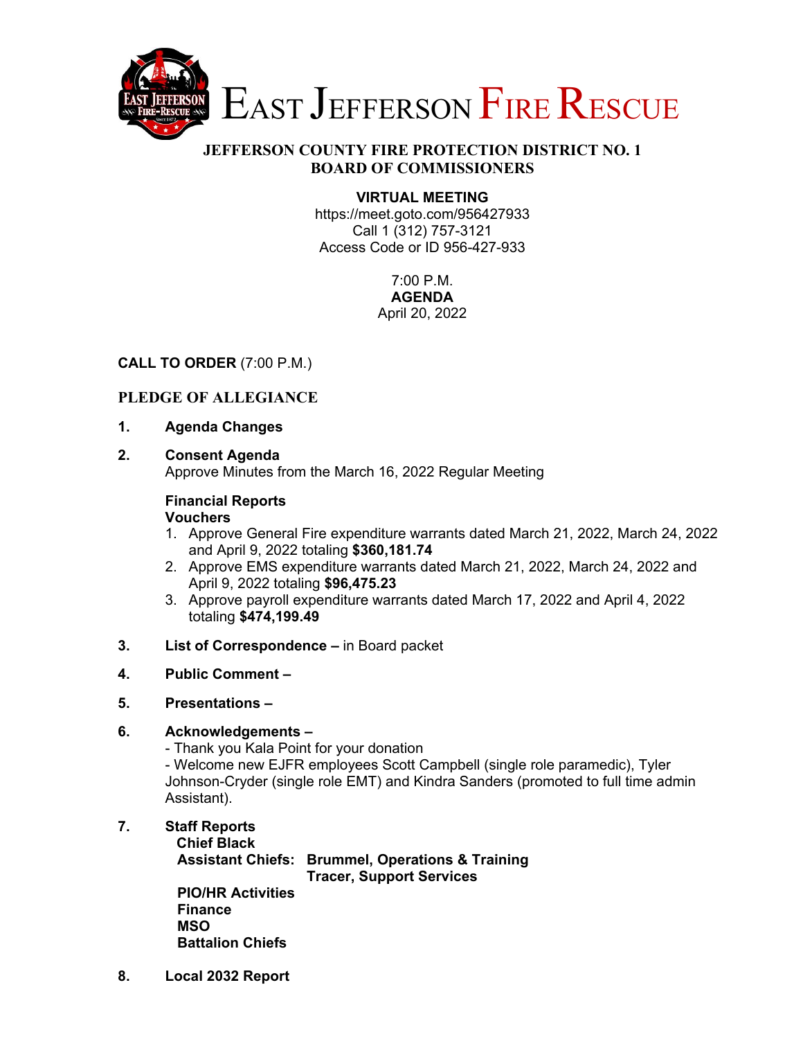# EAST JEFFERSON FIRE RESCUE

## JEFFERSON COUNTY FIRE PROTECTION DISTRICT NO. 1
## BOARD OF COMMISSIONERS

**VIRTUAL MEETING**
https://meet.goto.com/956427933
Call 1 (312) 757-3121
Access Code or ID 956-427-933

7:00 P.M.
**AGENDA**
April 20, 2022

**CALL TO ORDER** (7:00 P.M.)

**PLEDGE OF ALLEGIANCE**

1. **Agenda Changes**

2. **Consent Agenda**
   Approve Minutes from the March 16, 2022 Regular Meeting

   **Financial Reports**
   **Vouchers**
   1. Approve General Fire expenditure warrants dated March 21, 2022, March 24, 2022 and April 9, 2022 totaling **$360,181.74**
   2. Approve EMS expenditure warrants dated March 21, 2022, March 24, 2022 and April 9, 2022 totaling **$96,475.23**
   3. Approve payroll expenditure warrants dated March 17, 2022 and April 4, 2022 totaling **$474,199.49**

3. **List of Correspondence –** in Board packet

4. **Public Comment –**

5. **Presentations –**

6. **Acknowledgements –**
   - Thank you Kala Point for your donation
   - Welcome new EJFR employees Scott Campbell (single role paramedic), Tyler Johnson-Cryder (single role EMT) and Kindra Sanders (promoted to full time admin Assistant).

7. **Staff Reports**
   **Chief Black**
   **Assistant Chiefs: Brummel, Operations & Training**
   **Tracer, Support Services**
   **PIO/HR Activities**
   **Finance**
   **MSO**
   **Battalion Chiefs**

8. **Local 2032 Report**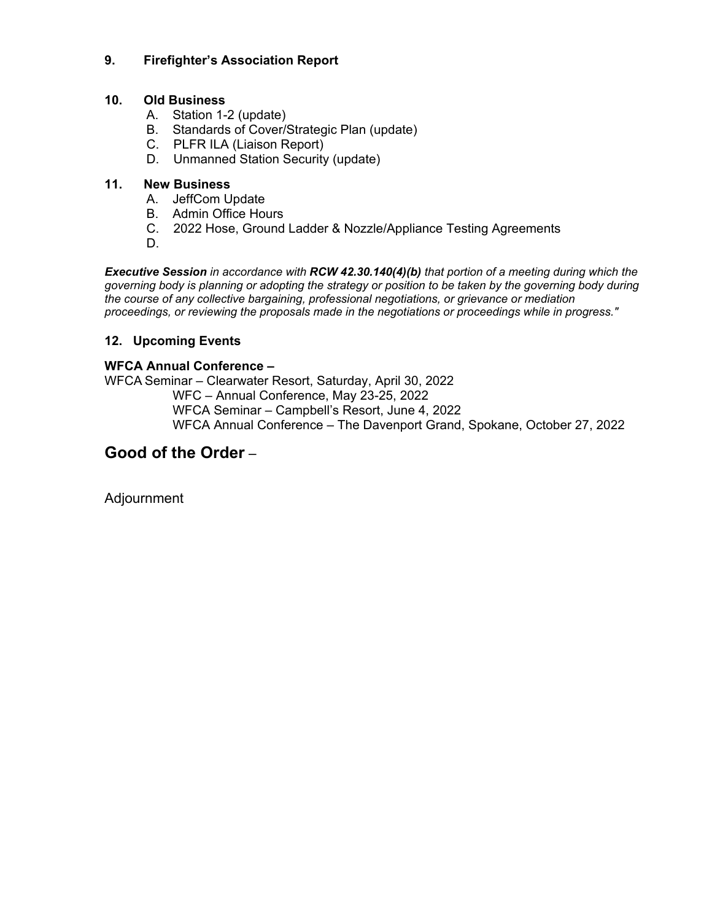**9. Firefighter's Association Report**

**10. Old Business**

A. Station 1-2 (update)
B. Standards of Cover/Strategic Plan (update)
C. PLFR ILA (Liaison Report)
D. Unmanned Station Security (update)

**11. New Business**

A. JeffCom Update
B. Admin Office Hours
C. 2022 Hose, Ground Ladder & Nozzle/Appliance Testing Agreements
D.

***Executive Session*** *in accordance with* ***RCW 42.30.140(4)(b)*** *that portion of a meeting during which the governing body is planning or adopting the strategy or position to be taken by the governing body during the course of any collective bargaining, professional negotiations, or grievance or mediation proceedings, or reviewing the proposals made in the negotiations or proceedings while in progress."*

**12. Upcoming Events**

**WFCA Annual Conference –**

WFCA Seminar – Clearwater Resort, Saturday, April 30, 2022
WFC – Annual Conference, May 23-25, 2022
WFCA Seminar – Campbell's Resort, June 4, 2022
WFCA Annual Conference – The Davenport Grand, Spokane, October 27, 2022

## Good of the Order –

Adjournment